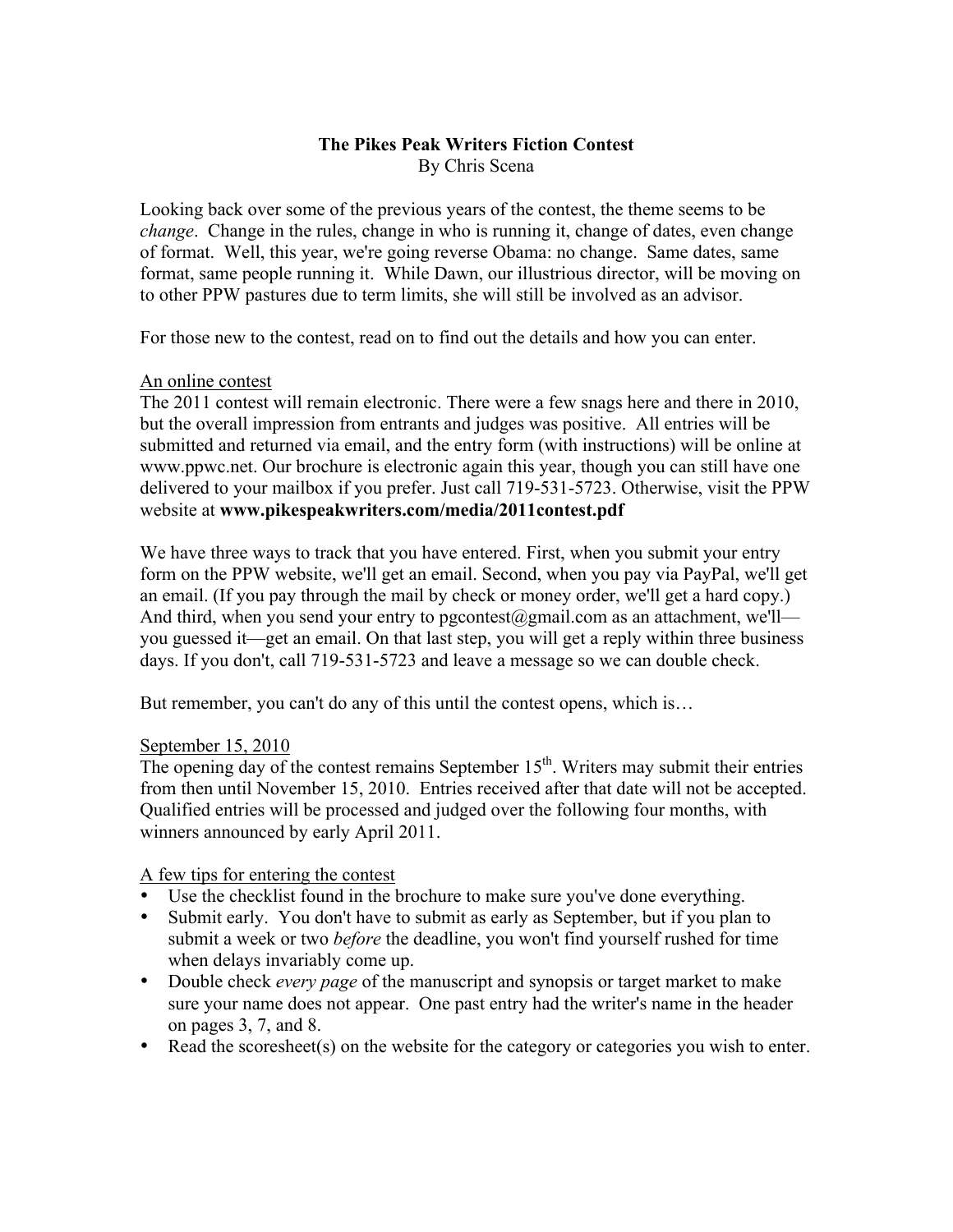**The Pikes Peak Writers Fiction Contest**
By Chris Scena

Looking back over some of the previous years of the contest, the theme seems to be *change*. Change in the rules, change in who is running it, change of dates, even change of format. Well, this year, we're going reverse Obama: no change. Same dates, same format, same people running it. While Dawn, our illustrious director, will be moving on to other PPW pastures due to term limits, she will still be involved as an advisor.

For those new to the contest, read on to find out the details and how you can enter.

<u>An online contest</u>

The 2011 contest will remain electronic. There were a few snags here and there in 2010, but the overall impression from entrants and judges was positive. All entries will be submitted and returned via email, and the entry form (with instructions) will be online at www.ppwc.net. Our brochure is electronic again this year, though you can still have one delivered to your mailbox if you prefer. Just call 719-531-5723. Otherwise, visit the PPW website at **www.pikespeakwriters.com/media/2011contest.pdf**

We have three ways to track that you have entered. First, when you submit your entry form on the PPW website, we'll get an email. Second, when you pay via PayPal, we'll get an email. (If you pay through the mail by check or money order, we'll get a hard copy.) And third, when you send your entry to pgcontest@gmail.com as an attachment, we'll—you guessed it—get an email. On that last step, you will get a reply within three business days. If you don't, call 719-531-5723 and leave a message so we can double check.

But remember, you can't do any of this until the contest opens, which is…

<u>September 15, 2010</u>

The opening day of the contest remains September 15th. Writers may submit their entries from then until November 15, 2010. Entries received after that date will not be accepted. Qualified entries will be processed and judged over the following four months, with winners announced by early April 2011.

<u>A few tips for entering the contest</u>

- Use the checklist found in the brochure to make sure you've done everything.
- Submit early. You don't have to submit as early as September, but if you plan to submit a week or two *before* the deadline, you won't find yourself rushed for time when delays invariably come up.
- Double check *every page* of the manuscript and synopsis or target market to make sure your name does not appear. One past entry had the writer's name in the header on pages 3, 7, and 8.
- Read the scoresheet(s) on the website for the category or categories you wish to enter.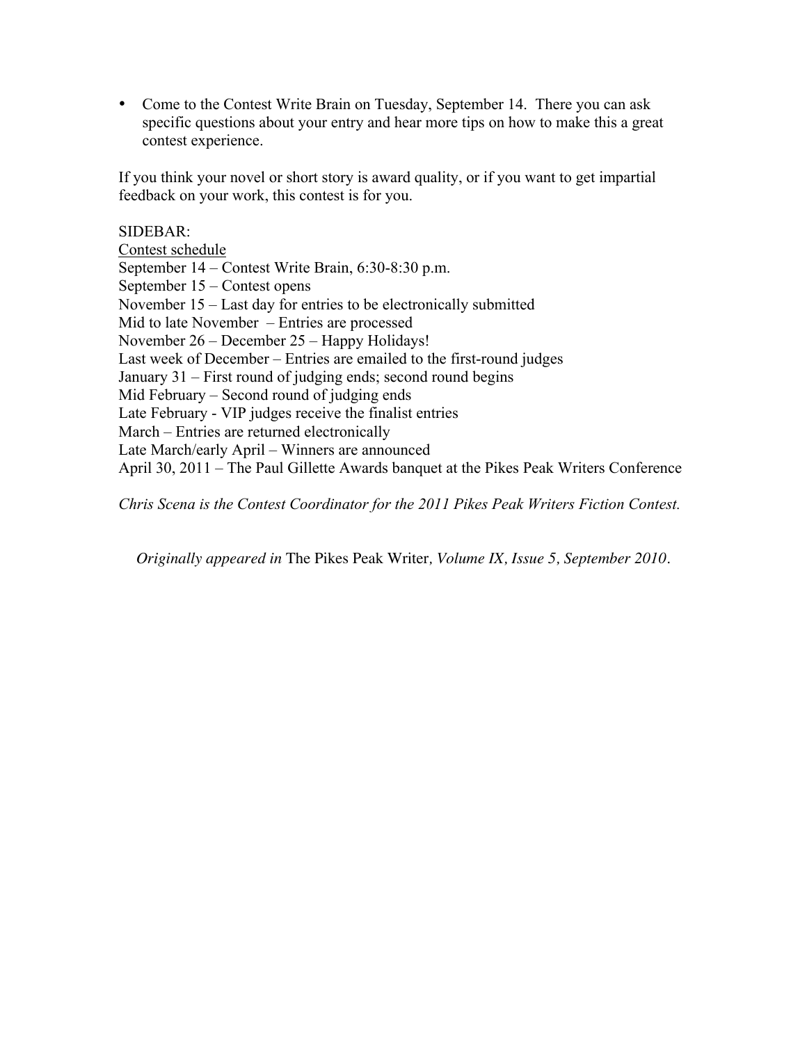- Come to the Contest Write Brain on Tuesday, September 14. There you can ask specific questions about your entry and hear more tips on how to make this a great contest experience.

If you think your novel or short story is award quality, or if you want to get impartial feedback on your work, this contest is for you.

SIDEBAR:
<u>Contest schedule</u>
September 14 – Contest Write Brain, 6:30-8:30 p.m.
September 15 – Contest opens
November 15 – Last day for entries to be electronically submitted
Mid to late November – Entries are processed
November 26 – December 25 – Happy Holidays!
Last week of December – Entries are emailed to the first-round judges
January 31 – First round of judging ends; second round begins
Mid February – Second round of judging ends
Late February - VIP judges receive the finalist entries
March – Entries are returned electronically
Late March/early April – Winners are announced
April 30, 2011 – The Paul Gillette Awards banquet at the Pikes Peak Writers Conference

*Chris Scena is the Contest Coordinator for the 2011 Pikes Peak Writers Fiction Contest.*

*Originally appeared in* The Pikes Peak Writer*, Volume IX, Issue 5, September 2010.*